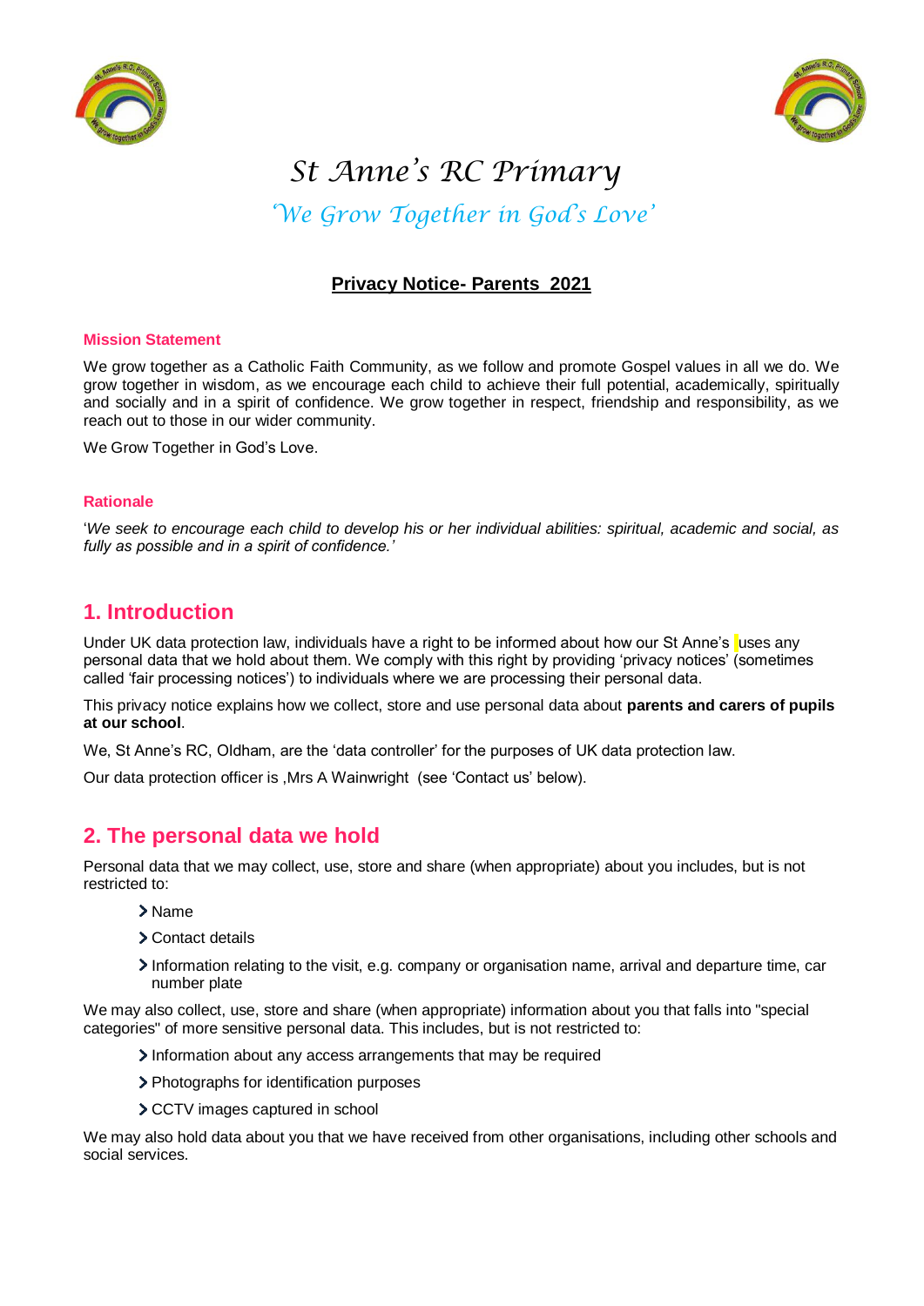# St Anne's RC Primary

*'We Grow Together in God's Love'*

## Privacy Notice- Parents 2021

### Mission Statement

We grow together as a Catholic Faith Community, as we follow and promote Gospel values in all we do. We grow together in wisdom, as we encourage each child to achieve their full potential, academically, spiritually and socially and in a spirit of confidence. We grow together in respect, friendship and responsibility, as we reach out to those in our wider community.

We Grow Together in God's Love.

### Rationale

'*We seek to encourage each child to develop his or her individual abilities: spiritual, academic and social, as fully as possible and in a spirit of confidence.'*

## 1. Introduction

Under UK data protection law, individuals have a right to be informed about how our St Anne's uses any personal data that we hold about them. We comply with this right by providing 'privacy notices' (sometimes called 'fair processing notices') to individuals where we are processing their personal data.

This privacy notice explains how we collect, store and use personal data about **parents and carers of pupils at our school**.

We, St Anne's RC, Oldham, are the 'data controller' for the purposes of UK data protection law.

Our data protection officer is ,Mrs A Wainwright (see 'Contact us' below).

## 2. The personal data we hold

Personal data that we may collect, use, store and share (when appropriate) about you includes, but is not restricted to:

- Name
- Contact details
- Information relating to the visit, e.g. company or organisation name, arrival and departure time, car number plate

We may also collect, use, store and share (when appropriate) information about you that falls into "special categories" of more sensitive personal data. This includes, but is not restricted to:

- Information about any access arrangements that may be required
- Photographs for identification purposes
- CCTV images captured in school

We may also hold data about you that we have received from other organisations, including other schools and social services.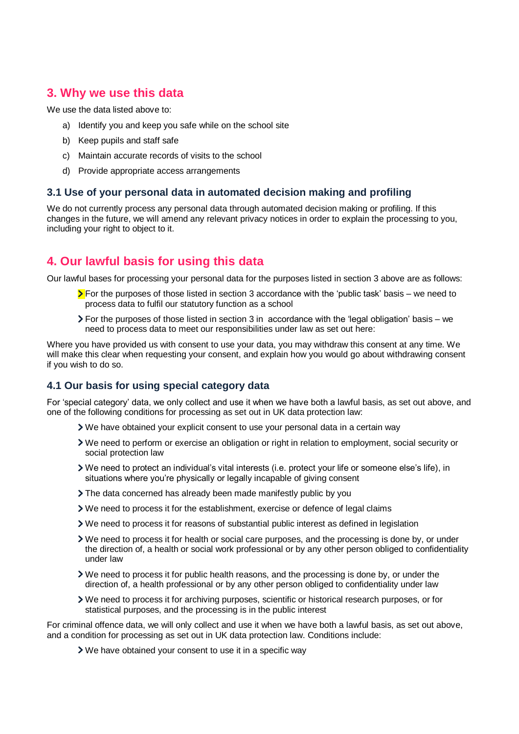## 3. Why we use this data

We use the data listed above to:

a) Identify you and keep you safe while on the school site

b) Keep pupils and staff safe

c) Maintain accurate records of visits to the school

d) Provide appropriate access arrangements

### 3.1 Use of your personal data in automated decision making and profiling

We do not currently process any personal data through automated decision making or profiling. If this changes in the future, we will amend any relevant privacy notices in order to explain the processing to you, including your right to object to it.

## 4. Our lawful basis for using this data

Our lawful bases for processing your personal data for the purposes listed in section 3 above are as follows:

- For the purposes of those listed in section 3 accordance with the 'public task' basis – we need to process data to fulfil our statutory function as a school
- For the purposes of those listed in section 3 in accordance with the 'legal obligation' basis – we need to process data to meet our responsibilities under law as set out here:

Where you have provided us with consent to use your data, you may withdraw this consent at any time. We will make this clear when requesting your consent, and explain how you would go about withdrawing consent if you wish to do so.

### 4.1 Our basis for using special category data

For 'special category' data, we only collect and use it when we have both a lawful basis, as set out above, and one of the following conditions for processing as set out in UK data protection law:

- We have obtained your explicit consent to use your personal data in a certain way
- We need to perform or exercise an obligation or right in relation to employment, social security or social protection law
- We need to protect an individual's vital interests (i.e. protect your life or someone else's life), in situations where you're physically or legally incapable of giving consent
- The data concerned has already been made manifestly public by you
- We need to process it for the establishment, exercise or defence of legal claims
- We need to process it for reasons of substantial public interest as defined in legislation
- We need to process it for health or social care purposes, and the processing is done by, or under the direction of, a health or social work professional or by any other person obliged to confidentiality under law
- We need to process it for public health reasons, and the processing is done by, or under the direction of, a health professional or by any other person obliged to confidentiality under law
- We need to process it for archiving purposes, scientific or historical research purposes, or for statistical purposes, and the processing is in the public interest

For criminal offence data, we will only collect and use it when we have both a lawful basis, as set out above, and a condition for processing as set out in UK data protection law. Conditions include:

- We have obtained your consent to use it in a specific way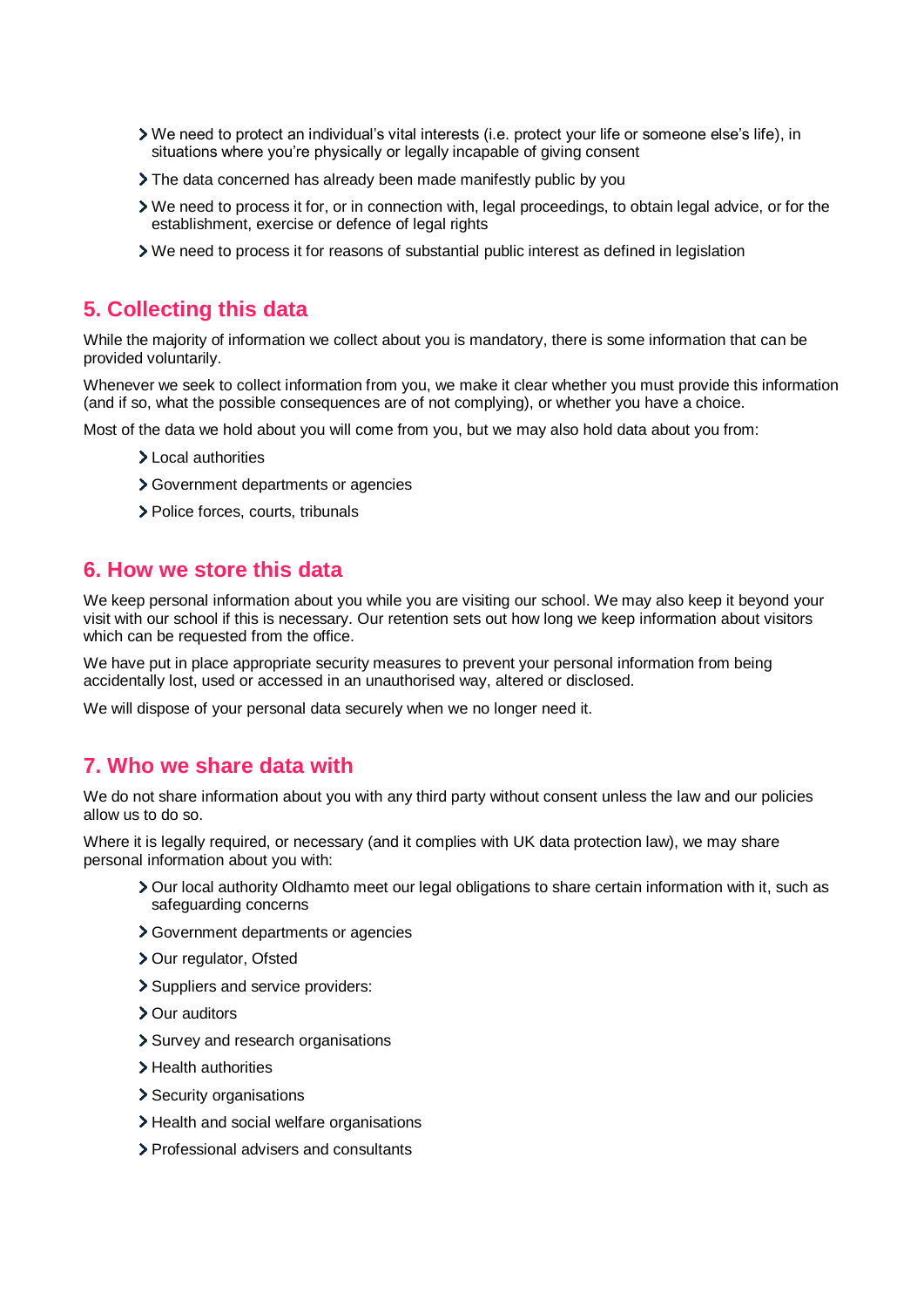- We need to protect an individual's vital interests (i.e. protect your life or someone else's life), in situations where you're physically or legally incapable of giving consent
- The data concerned has already been made manifestly public by you
- We need to process it for, or in connection with, legal proceedings, to obtain legal advice, or for the establishment, exercise or defence of legal rights
- We need to process it for reasons of substantial public interest as defined in legislation

## 5. Collecting this data

While the majority of information we collect about you is mandatory, there is some information that can be provided voluntarily.

Whenever we seek to collect information from you, we make it clear whether you must provide this information (and if so, what the possible consequences are of not complying), or whether you have a choice.

Most of the data we hold about you will come from you, but we may also hold data about you from:

- Local authorities
- Government departments or agencies
- Police forces, courts, tribunals

## 6. How we store this data

We keep personal information about you while you are visiting our school. We may also keep it beyond your visit with our school if this is necessary. Our retention sets out how long we keep information about visitors which can be requested from the office.

We have put in place appropriate security measures to prevent your personal information from being accidentally lost, used or accessed in an unauthorised way, altered or disclosed.

We will dispose of your personal data securely when we no longer need it.

## 7. Who we share data with

We do not share information about you with any third party without consent unless the law and our policies allow us to do so.

Where it is legally required, or necessary (and it complies with UK data protection law), we may share personal information about you with:

- Our local authority Oldhamto meet our legal obligations to share certain information with it, such as safeguarding concerns
- Government departments or agencies
- Our regulator, Ofsted
- Suppliers and service providers:
- Our auditors
- Survey and research organisations
- Health authorities
- Security organisations
- Health and social welfare organisations
- Professional advisers and consultants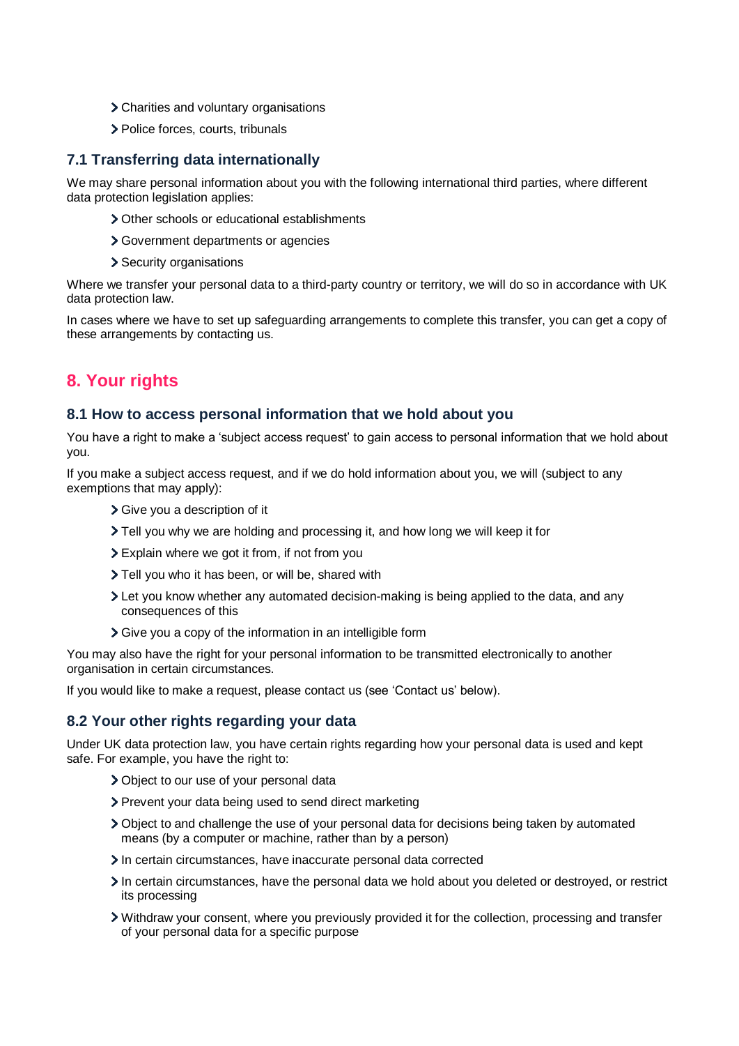- Charities and voluntary organisations
- Police forces, courts, tribunals

### 7.1 Transferring data internationally

We may share personal information about you with the following international third parties, where different data protection legislation applies:

- Other schools or educational establishments
- Government departments or agencies
- Security organisations

Where we transfer your personal data to a third-party country or territory, we will do so in accordance with UK data protection law.

In cases where we have to set up safeguarding arrangements to complete this transfer, you can get a copy of these arrangements by contacting us.

## 8. Your rights

### 8.1 How to access personal information that we hold about you

You have a right to make a 'subject access request' to gain access to personal information that we hold about you.

If you make a subject access request, and if we do hold information about you, we will (subject to any exemptions that may apply):

- Give you a description of it
- Tell you why we are holding and processing it, and how long we will keep it for
- Explain where we got it from, if not from you
- Tell you who it has been, or will be, shared with
- Let you know whether any automated decision-making is being applied to the data, and any consequences of this
- Give you a copy of the information in an intelligible form

You may also have the right for your personal information to be transmitted electronically to another organisation in certain circumstances.

If you would like to make a request, please contact us (see 'Contact us' below).

### 8.2 Your other rights regarding your data

Under UK data protection law, you have certain rights regarding how your personal data is used and kept safe. For example, you have the right to:

- Object to our use of your personal data
- Prevent your data being used to send direct marketing
- Object to and challenge the use of your personal data for decisions being taken by automated means (by a computer or machine, rather than by a person)
- In certain circumstances, have inaccurate personal data corrected
- In certain circumstances, have the personal data we hold about you deleted or destroyed, or restrict its processing
- Withdraw your consent, where you previously provided it for the collection, processing and transfer of your personal data for a specific purpose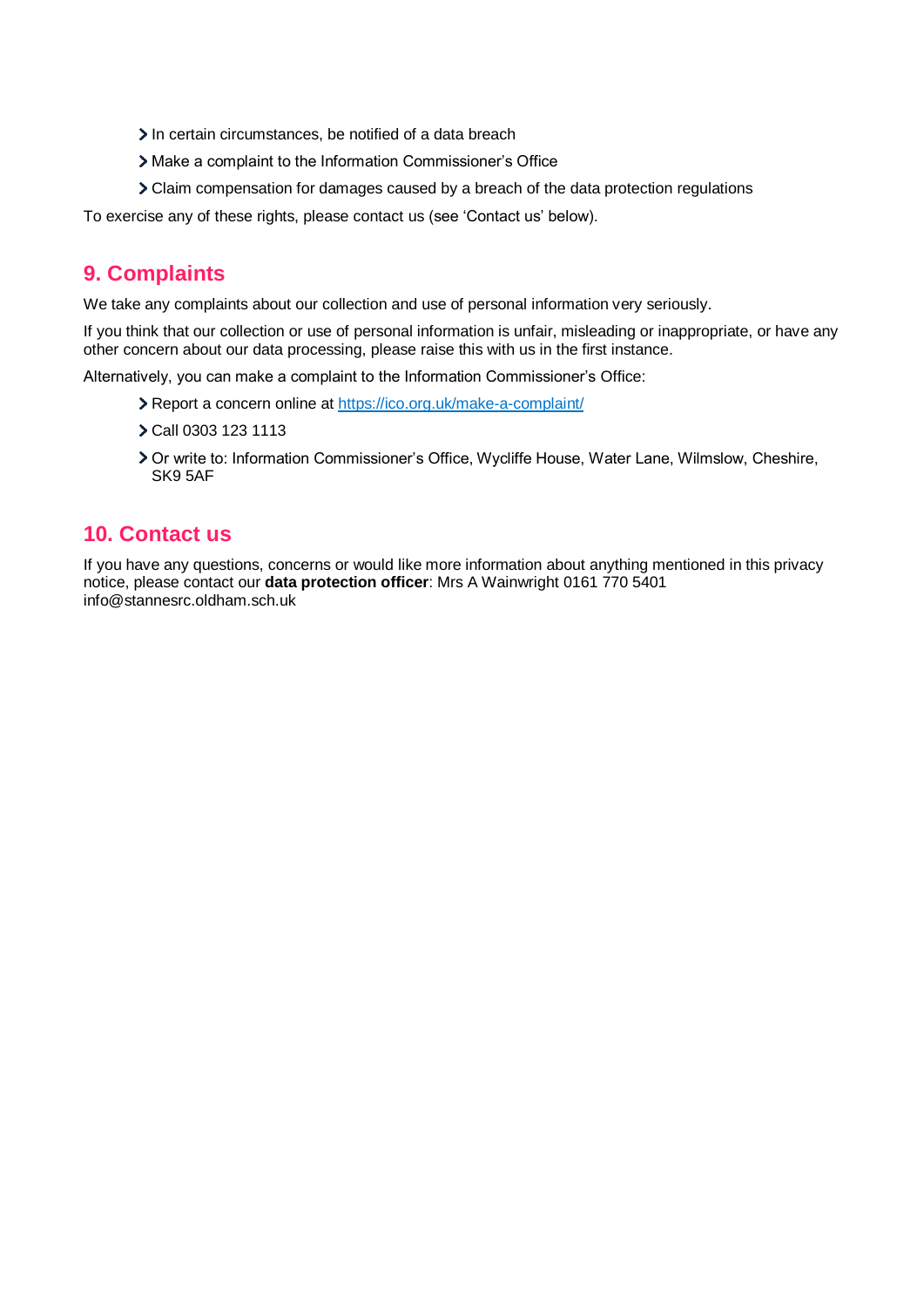- In certain circumstances, be notified of a data breach
- Make a complaint to the Information Commissioner's Office
- Claim compensation for damages caused by a breach of the data protection regulations

To exercise any of these rights, please contact us (see 'Contact us' below).

## 9. Complaints

We take any complaints about our collection and use of personal information very seriously.

If you think that our collection or use of personal information is unfair, misleading or inappropriate, or have any other concern about our data processing, please raise this with us in the first instance.

Alternatively, you can make a complaint to the Information Commissioner's Office:

- Report a concern online at [https://ico.org.uk/make-a-complaint/](https://ico.org.uk/make-a-complaint/)
- Call 0303 123 1113
- Or write to: Information Commissioner's Office, Wycliffe House, Water Lane, Wilmslow, Cheshire, SK9 5AF

## 10. Contact us

If you have any questions, concerns or would like more information about anything mentioned in this privacy notice, please contact our **data protection officer**: Mrs A Wainwright 0161 770 5401 info@stannesrc.oldham.sch.uk